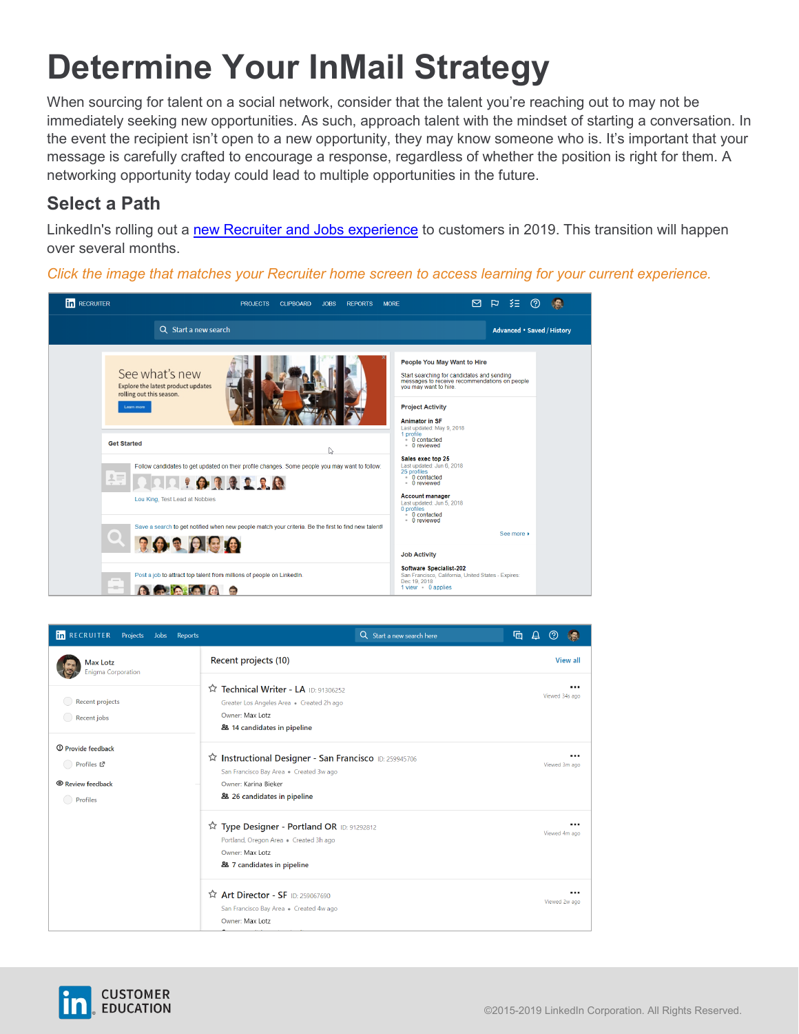# Determine Your InMail Strategy

When sourcing for talent on a social network, consider that the talent you're reaching out to may not be immediately seeking new opportunities. As such, approach talent with the mindset of starting a conversation. In the event the recipient isn't open to a new opportunity, they may know someone who is. It's important that your message is carefully crafted to encourage a response, regardless of whether the position is right for them. A networking opportunity today could lead to multiple opportunities in the future.

## Select a Path

LinkedIn's rolling out a new Recruiter and Jobs experience to customers in 2019. This transition will happen over several months.

*Click the image that matches your Recruiter home screen to access learning for your current experience.*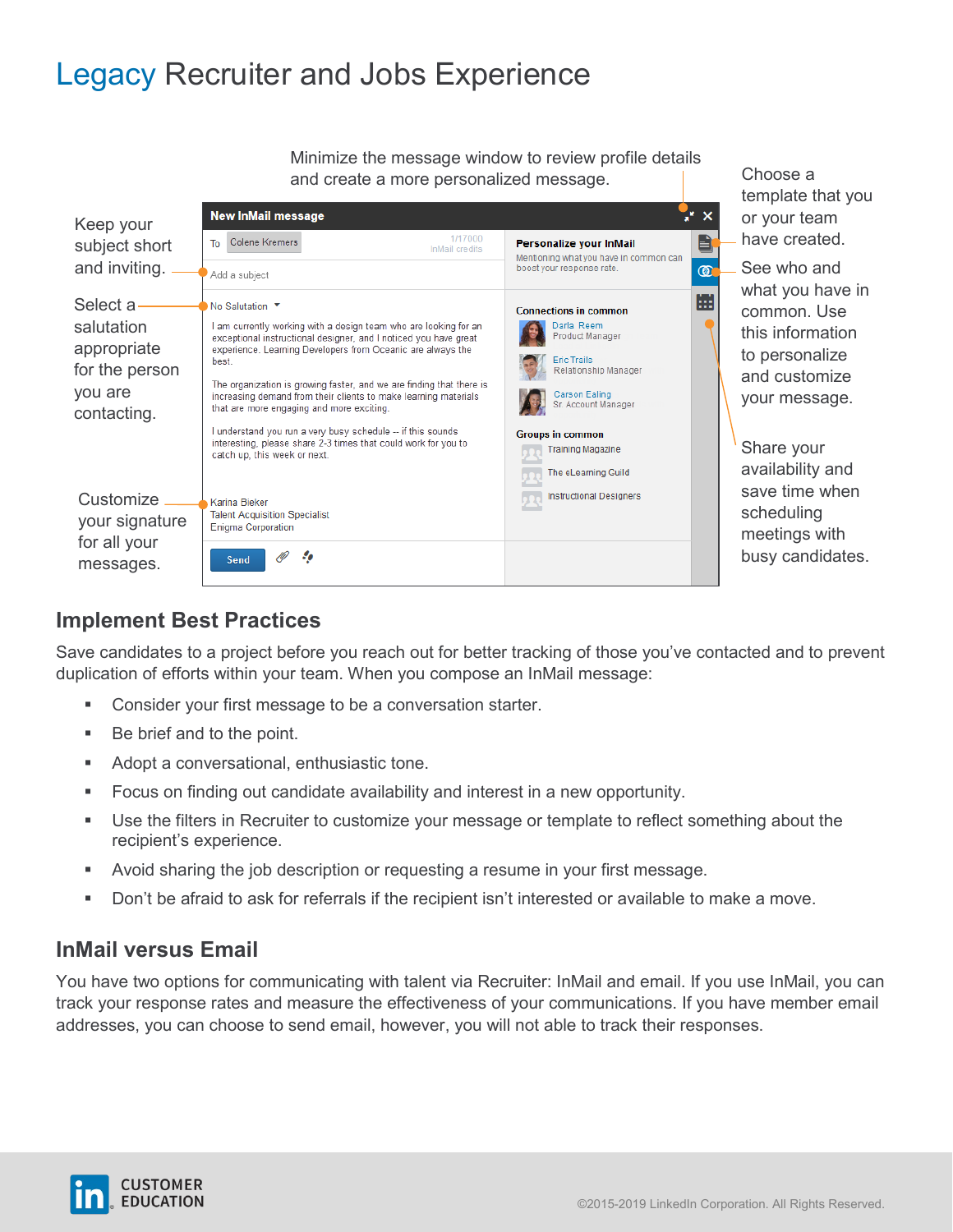# Legacy Recruiter and Jobs Experience

Minimize the message window to review profile details and create a more personalized message.

Keep your subject short and inviting.

Select a salutation appropriate for the person you are contacting.

Customize your signature for all your messages.

Choose a template that you or your team have created.

See who and what you have in common. Use this information to personalize and customize your message.

Share your availability and save time when scheduling meetings with busy candidates.

**New InMail message**

To Colene Kremers — 1/17000 InMail credits

Add a subject

No Salutation

I am currently working with a design team who are looking for an exceptional instructional designer, and I noticed you have great experience. Learning Developers from Oceanic are always the best.

The organization is growing faster, and we are finding that there is increasing demand from their clients to make learning materials that are more engaging and more exciting.

I understand you run a very busy schedule -- if this sounds interesting, please share 2-3 times that could work for you to catch up, this week or next.

Karina Bieker
Talent Acquisition Specialist
Enigma Corporation

Send

**Personalize your InMail**
Mentioning what you have in common can boost your response rate.

**Connections in common**
- Darla Reem — Product Manager
- Eric Trails — Relationship Manager
- Carson Ealing — Sr. Account Manager

**Groups in common**
- Training Magazine
- The eLearning Guild
- Instructional Designers

## Implement Best Practices

Save candidates to a project before you reach out for better tracking of those you've contacted and to prevent duplication of efforts within your team. When you compose an InMail message:

- Consider your first message to be a conversation starter.
- Be brief and to the point.
- Adopt a conversational, enthusiastic tone.
- Focus on finding out candidate availability and interest in a new opportunity.
- Use the filters in Recruiter to customize your message or template to reflect something about the recipient's experience.
- Avoid sharing the job description or requesting a resume in your first message.
- Don't be afraid to ask for referrals if the recipient isn't interested or available to make a move.

## InMail versus Email

You have two options for communicating with talent via Recruiter: InMail and email. If you use InMail, you can track your response rates and measure the effectiveness of your communications. If you have member email addresses, you can choose to send email, however, you will not able to track their responses.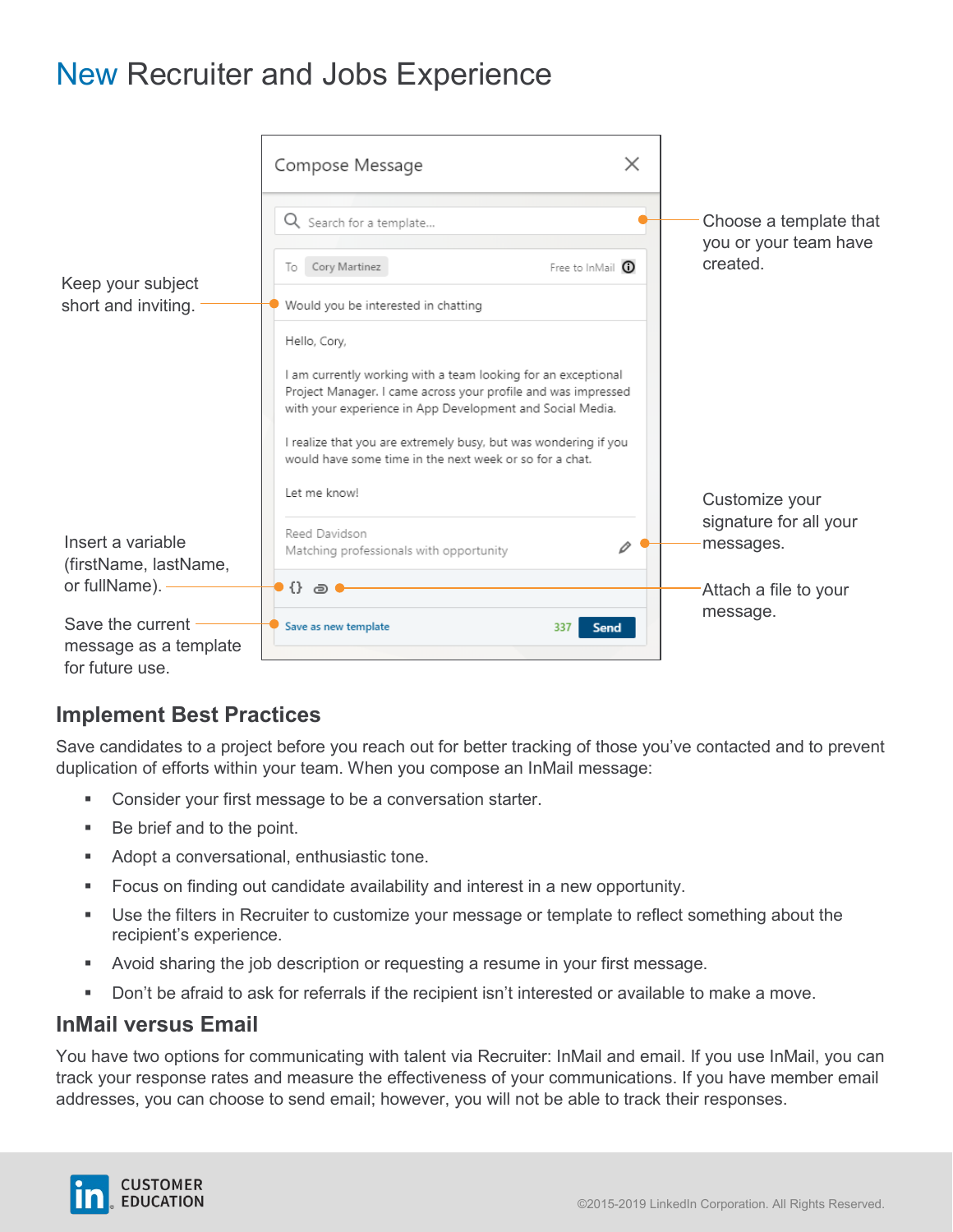# New Recruiter and Jobs Experience

Compose Message

Search for a template...

To Cory Martinez    Free to InMail

Would you be interested in chatting

Hello, Cory,

I am currently working with a team looking for an exceptional Project Manager. I came across your profile and was impressed with your experience in App Development and Social Media.

I realize that you are extremely busy, but was wondering if you would have some time in the next week or so for a chat.

Let me know!

Reed Davidson
Matching professionals with opportunity

Save as new template    337    Send

Choose a template that you or your team have created.

Keep your subject short and inviting.

Customize your signature for all your messages.

Insert a variable (firstName, lastName, or fullName).

Attach a file to your message.

Save the current message as a template for future use.

## Implement Best Practices

Save candidates to a project before you reach out for better tracking of those you've contacted and to prevent duplication of efforts within your team. When you compose an InMail message:

- Consider your first message to be a conversation starter.
- Be brief and to the point.
- Adopt a conversational, enthusiastic tone.
- Focus on finding out candidate availability and interest in a new opportunity.
- Use the filters in Recruiter to customize your message or template to reflect something about the recipient's experience.
- Avoid sharing the job description or requesting a resume in your first message.
- Don't be afraid to ask for referrals if the recipient isn't interested or available to make a move.

## InMail versus Email

You have two options for communicating with talent via Recruiter: InMail and email. If you use InMail, you can track your response rates and measure the effectiveness of your communications. If you have member email addresses, you can choose to send email; however, you will not be able to track their responses.